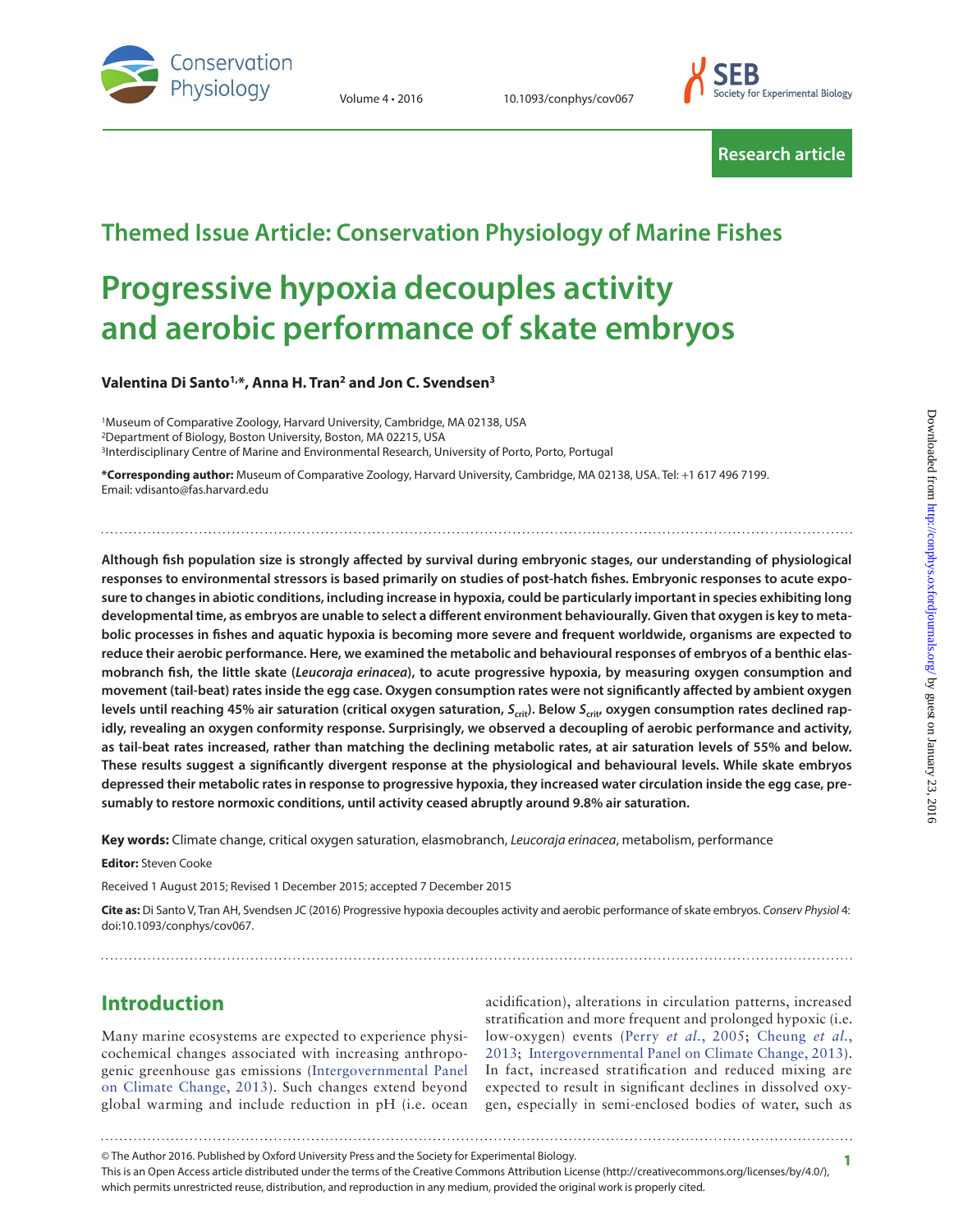Themed Issue Article: Conservation Physiology of Marine Fishes

# Progressive hypoxia decouples activity and aerobic performance of skate embryos

**Valentina Di Santo[1,*], Anna H. Tran[2] and Jon C. Svendsen[3]**

[1]Museum of Comparative Zoology, Harvard University, Cambridge, MA 02138, USA
[2]Department of Biology, Boston University, Boston, MA 02215, USA
[3]Interdisciplinary Centre of Marine and Environmental Research, University of Porto, Porto, Portugal

**\*Corresponding author:** Museum of Comparative Zoology, Harvard University, Cambridge, MA 02138, USA. Tel: +1 617 496 7199. Email: vdisanto@fas.harvard.edu

**Although fish population size is strongly affected by survival during embryonic stages, our understanding of physiological responses to environmental stressors is based primarily on studies of post-hatch fishes. Embryonic responses to acute exposure to changes in abiotic conditions, including increase in hypoxia, could be particularly important in species exhibiting long developmental time, as embryos are unable to select a different environment behaviourally. Given that oxygen is key to metabolic processes in fishes and aquatic hypoxia is becoming more severe and frequent worldwide, organisms are expected to reduce their aerobic performance. Here, we examined the metabolic and behavioural responses of embryos of a benthic elasmobranch fish, the little skate (*Leucoraja erinacea*), to acute progressive hypoxia, by measuring oxygen consumption and movement (tail-beat) rates inside the egg case. Oxygen consumption rates were not significantly affected by ambient oxygen levels until reaching 45% air saturation (critical oxygen saturation, $S_{crit}$). Below $S_{crit}$, oxygen consumption rates declined rapidly, revealing an oxygen conformity response. Surprisingly, we observed a decoupling of aerobic performance and activity, as tail-beat rates increased, rather than matching the declining metabolic rates, at air saturation levels of 55% and below. These results suggest a significantly divergent response at the physiological and behavioural levels. While skate embryos depressed their metabolic rates in response to progressive hypoxia, they increased water circulation inside the egg case, presumably to restore normoxic conditions, until activity ceased abruptly around 9.8% air saturation.**

**Key words:** Climate change, critical oxygen saturation, elasmobranch, *Leucoraja erinacea*, metabolism, performance

**Editor:** Steven Cooke

Received 1 August 2015; Revised 1 December 2015; accepted 7 December 2015

**Cite as:** Di Santo V, Tran AH, Svendsen JC (2016) Progressive hypoxia decouples activity and aerobic performance of skate embryos. *Conserv Physiol* 4: doi:10.1093/conphys/cov067.

## Introduction

Many marine ecosystems are expected to experience physicochemical changes associated with increasing anthropogenic greenhouse gas emissions (Intergovernmental Panel on Climate Change, 2013). Such changes extend beyond global warming and include reduction in pH (i.e. ocean acidification), alterations in circulation patterns, increased stratification and more frequent and prolonged hypoxic (i.e. low-oxygen) events (Perry *et al.*, 2005; Cheung *et al.*, 2013; Intergovernmental Panel on Climate Change, 2013). In fact, increased stratification and reduced mixing are expected to result in significant declines in dissolved oxygen, especially in semi-enclosed bodies of water, such as

© The Author 2016. Published by Oxford University Press and the Society for Experimental Biology.
This is an Open Access article distributed under the terms of the Creative Commons Attribution License (http://creativecommons.org/licenses/by/4.0/), which permits unrestricted reuse, distribution, and reproduction in any medium, provided the original work is properly cited.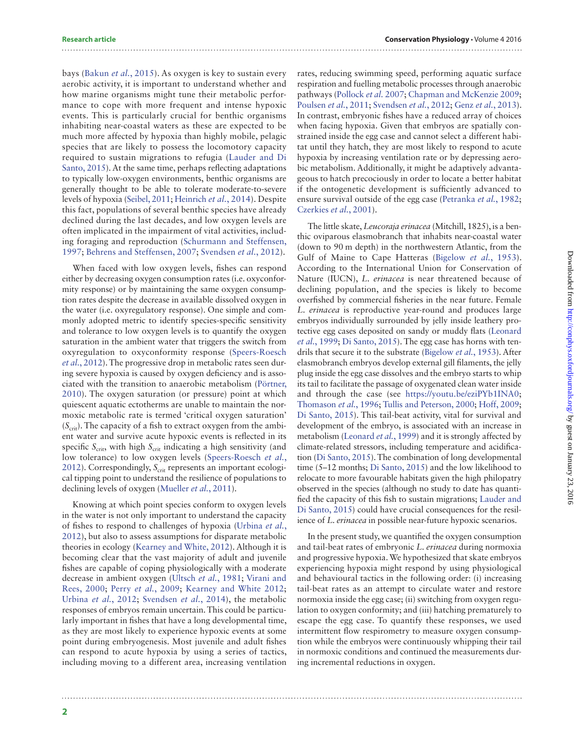bays (Bakun *et al.*, 2015). As oxygen is key to sustain every aerobic activity, it is important to understand whether and how marine organisms might tune their metabolic performance to cope with more frequent and intense hypoxic events. This is particularly crucial for benthic organisms inhabiting near-coastal waters as these are expected to be much more affected by hypoxia than highly mobile, pelagic species that are likely to possess the locomotory capacity required to sustain migrations to refugia (Lauder and Di Santo, 2015). At the same time, perhaps reflecting adaptations to typically low-oxygen environments, benthic organisms are generally thought to be able to tolerate moderate-to-severe levels of hypoxia (Seibel, 2011; Heinrich *et al.*, 2014). Despite this fact, populations of several benthic species have already declined during the last decades, and low oxygen levels are often implicated in the impairment of vital activities, including foraging and reproduction (Schurmann and Steffensen, 1997; Behrens and Steffensen, 2007; Svendsen *et al.*, 2012).

When faced with low oxygen levels, fishes can respond either by decreasing oxygen consumption rates (i.e. oxyconformity response) or by maintaining the same oxygen consumption rates despite the decrease in available dissolved oxygen in the water (i.e. oxyregulatory response). One simple and commonly adopted metric to identify species-specific sensitivity and tolerance to low oxygen levels is to quantify the oxygen saturation in the ambient water that triggers the switch from oxyregulation to oxyconformity response (Speers-Roesch *et al.*, 2012). The progressive drop in metabolic rates seen during severe hypoxia is caused by oxygen deficiency and is associated with the transition to anaerobic metabolism (Pörtner, 2010). The oxygen saturation (or pressure) point at which quiescent aquatic ectotherms are unable to maintain the normoxic metabolic rate is termed 'critical oxygen saturation' ($S_{crit}$). The capacity of a fish to extract oxygen from the ambient water and survive acute hypoxic events is reflected in its specific $S_{crit}$, with high $S_{crit}$ indicating a high sensitivity (and low tolerance) to low oxygen levels (Speers-Roesch *et al.*, 2012). Correspondingly, $S_{crit}$ represents an important ecological tipping point to understand the resilience of populations to declining levels of oxygen (Mueller *et al.*, 2011).

Knowing at which point species conform to oxygen levels in the water is not only important to understand the capacity of fishes to respond to challenges of hypoxia (Urbina *et al.*, 2012), but also to assess assumptions for disparate metabolic theories in ecology (Kearney and White, 2012). Although it is becoming clear that the vast majority of adult and juvenile fishes are capable of coping physiologically with a moderate decrease in ambient oxygen (Ultsch *et al.*, 1981; Virani and Rees, 2000; Perry *et al.*, 2009; Kearney and White 2012; Urbina *et al.*, 2012; Svendsen *et al.*, 2014), the metabolic responses of embryos remain uncertain. This could be particularly important in fishes that have a long developmental time, as they are most likely to experience hypoxic events at some point during embryogenesis. Most juvenile and adult fishes can respond to acute hypoxia by using a series of tactics, including moving to a different area, increasing ventilation rates, reducing swimming speed, performing aquatic surface respiration and fuelling metabolic processes through anaerobic pathways (Pollock *et al.* 2007; Chapman and McKenzie 2009; Poulsen *et al.*, 2011; Svendsen *et al.*, 2012; Genz *et al.*, 2013). In contrast, embryonic fishes have a reduced array of choices when facing hypoxia. Given that embryos are spatially constrained inside the egg case and cannot select a different habitat until they hatch, they are most likely to respond to acute hypoxia by increasing ventilation rate or by depressing aerobic metabolism. Additionally, it might be adaptively advantageous to hatch precociously in order to locate a better habitat if the ontogenetic development is sufficiently advanced to ensure survival outside of the egg case (Petranka *et al.*, 1982; Czerkies *et al.*, 2001).

The little skate, *Leucoraja erinacea* (Mitchill, 1825), is a benthic oviparous elasmobranch that inhabits near-coastal water (down to 90 m depth) in the northwestern Atlantic, from the Gulf of Maine to Cape Hatteras (Bigelow *et al.*, 1953). According to the International Union for Conservation of Nature (IUCN), *L. erinacea* is near threatened because of declining population, and the species is likely to become overfished by commercial fisheries in the near future. Female *L. erinacea* is reproductive year-round and produces large embryos individually surrounded by jelly inside leathery protective egg cases deposited on sandy or muddy flats (Leonard *et al.*, 1999; Di Santo, 2015). The egg case has horns with tendrils that secure it to the substrate (Bigelow *et al.*, 1953). After elasmobranch embryos develop external gill filaments, the jelly plug inside the egg case dissolves and the embryo starts to whip its tail to facilitate the passage of oxygenated clean water inside and through the case (see https://youtu.be/eziPYb1INA0; Thomason *et al.*, 1996; Tullis and Peterson, 2000; Hoff, 2009; Di Santo, 2015). This tail-beat activity, vital for survival and development of the embryo, is associated with an increase in metabolism (Leonard *et al.*, 1999) and it is strongly affected by climate-related stressors, including temperature and acidification (Di Santo, 2015). The combination of long developmental time (5–12 months; Di Santo, 2015) and the low likelihood to relocate to more favourable habitats given the high philopatry observed in the species (although no study to date has quantified the capacity of this fish to sustain migrations; Lauder and Di Santo, 2015) could have crucial consequences for the resilience of *L. erinacea* in possible near-future hypoxic scenarios.

In the present study, we quantified the oxygen consumption and tail-beat rates of embryonic *L. erinacea* during normoxia and progressive hypoxia. We hypothesized that skate embryos experiencing hypoxia might respond by using physiological and behavioural tactics in the following order: (i) increasing tail-beat rates as an attempt to circulate water and restore normoxia inside the egg case; (ii) switching from oxygen regulation to oxygen conformity; and (iii) hatching prematurely to escape the egg case. To quantify these responses, we used intermittent flow respirometry to measure oxygen consumption while the embryos were continuously whipping their tail in normoxic conditions and continued the measurements during incremental reductions in oxygen.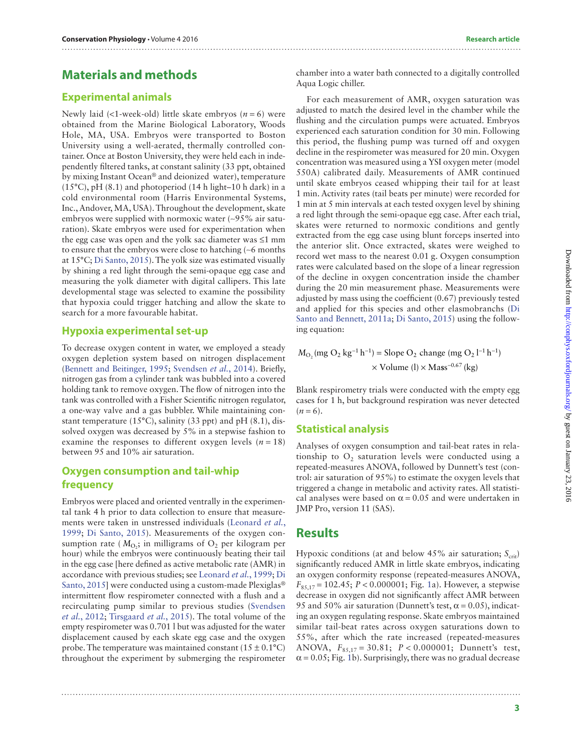# Materials and methods

## Experimental animals

Newly laid (<1-week-old) little skate embryos ($n = 6$) were obtained from the Marine Biological Laboratory, Woods Hole, MA, USA. Embryos were transported to Boston University using a well-aerated, thermally controlled container. Once at Boston University, they were held each in independently filtered tanks, at constant salinity (33 ppt, obtained by mixing Instant Ocean® and deionized water), temperature (15°C), pH (8.1) and photoperiod (14 h light–10 h dark) in a cold environmental room (Harris Environmental Systems, Inc., Andover, MA, USA). Throughout the development, skate embryos were supplied with normoxic water (~95% air saturation). Skate embryos were used for experimentation when the egg case was open and the yolk sac diameter was ≤1 mm to ensure that the embryos were close to hatching (~6 months at 15°C; Di Santo, 2015). The yolk size was estimated visually by shining a red light through the semi-opaque egg case and measuring the yolk diameter with digital callipers. This late developmental stage was selected to examine the possibility that hypoxia could trigger hatching and allow the skate to search for a more favourable habitat.

## Hypoxia experimental set-up

To decrease oxygen content in water, we employed a steady oxygen depletion system based on nitrogen displacement (Bennett and Beitinger, 1995; Svendsen *et al.*, 2014). Briefly, nitrogen gas from a cylinder tank was bubbled into a covered holding tank to remove oxygen. The flow of nitrogen into the tank was controlled with a Fisher Scientific nitrogen regulator, a one-way valve and a gas bubbler. While maintaining constant temperature (15°C), salinity (33 ppt) and pH (8.1), dissolved oxygen was decreased by 5% in a stepwise fashion to examine the responses to different oxygen levels ($n = 18$) between 95 and 10% air saturation.

## Oxygen consumption and tail-whip frequency

Embryos were placed and oriented ventrally in the experimental tank 4 h prior to data collection to ensure that measurements were taken in unstressed individuals (Leonard *et al.*, 1999; Di Santo, 2015). Measurements of the oxygen consumption rate ($M_{O_2}$; in milligrams of $O_2$ per kilogram per hour) while the embryos were continuously beating their tail in the egg case [here defined as active metabolic rate (AMR) in accordance with previous studies; see Leonard *et al.*, 1999; Di Santo, 2015] were conducted using a custom-made Plexiglas® intermittent flow respirometer connected with a flush and a recirculating pump similar to previous studies (Svendsen *et al.*, 2012; Tirsgaard *et al.*, 2015). The total volume of the empty respirometer was 0.701 l but was adjusted for the water displacement caused by each skate egg case and the oxygen probe. The temperature was maintained constant (15 ± 0.1°C) throughout the experiment by submerging the respirometer chamber into a water bath connected to a digitally controlled Aqua Logic chiller.

For each measurement of AMR, oxygen saturation was adjusted to match the desired level in the chamber while the flushing and the circulation pumps were actuated. Embryos experienced each saturation condition for 30 min. Following this period, the flushing pump was turned off and oxygen decline in the respirometer was measured for 20 min. Oxygen concentration was measured using a YSI oxygen meter (model 550A) calibrated daily. Measurements of AMR continued until skate embryos ceased whipping their tail for at least 1 min. Activity rates (tail beats per minute) were recorded for 1 min at 5 min intervals at each tested oxygen level by shining a red light through the semi-opaque egg case. After each trial, skates were returned to normoxic conditions and gently extracted from the egg case using blunt forceps inserted into the anterior slit. Once extracted, skates were weighed to record wet mass to the nearest 0.01 g. Oxygen consumption rates were calculated based on the slope of a linear regression of the decline in oxygen concentration inside the chamber during the 20 min measurement phase. Measurements were adjusted by mass using the coefficient (0.67) previously tested and applied for this species and other elasmobranchs (Di Santo and Bennett, 2011a; Di Santo, 2015) using the following equation:

$$M_{O_2}\,(\text{mg O}_2\,\text{kg}^{-1}\,\text{h}^{-1}) = \text{Slope O}_2\text{ change }(\text{mg O}_2\,\text{l}^{-1}\,\text{h}^{-1}) \times \text{Volume (l)} \times \text{Mass}^{-0.67}\,(\text{kg})$$

Blank respirometry trials were conducted with the empty egg cases for 1 h, but background respiration was never detected ($n = 6$).

## Statistical analysis

Analyses of oxygen consumption and tail-beat rates in relationship to $O_2$ saturation levels were conducted using a repeated-measures ANOVA, followed by Dunnett's test (control: air saturation of 95%) to estimate the oxygen levels that triggered a change in metabolic and activity rates. All statistical analyses were based on $\alpha = 0.05$ and were undertaken in JMP Pro, version 11 (SAS).

# Results

Hypoxic conditions (at and below 45% air saturation; $S_{crit}$) significantly reduced AMR in little skate embryos, indicating an oxygen conformity response (repeated-measures ANOVA, $F_{85,17} = 102.45$; $P < 0.000001$; Fig. 1a). However, a stepwise decrease in oxygen did not significantly affect AMR between 95 and 50% air saturation (Dunnett's test, $\alpha = 0.05$), indicating an oxygen regulating response. Skate embryos maintained similar tail-beat rates across oxygen saturations down to 55%, after which the rate increased (repeated-measures ANOVA, $F_{85,17} = 30.81$; $P < 0.000001$; Dunnett's test, $\alpha = 0.05$; Fig. 1b). Surprisingly, there was no gradual decrease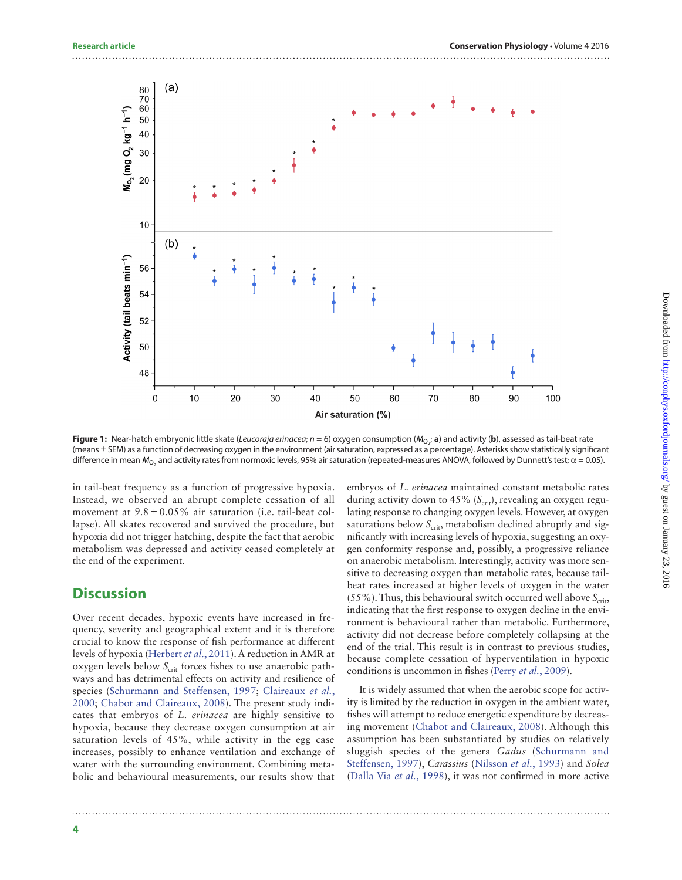**Figure 1:** Near-hatch embryonic little skate (*Leucoraja erinacea*; $n = 6$) oxygen consumption ($M_{O_2}$; **a**) and activity (**b**), assessed as tail-beat rate (means ± SEM) as a function of decreasing oxygen in the environment (air saturation, expressed as a percentage). Asterisks show statistically significant difference in mean $M_{O_2}$ and activity rates from normoxic levels, 95% air saturation (repeated-measures ANOVA, followed by Dunnett's test; $\alpha = 0.05$).

in tail-beat frequency as a function of progressive hypoxia. Instead, we observed an abrupt complete cessation of all movement at 9.8 ± 0.05% air saturation (i.e. tail-beat collapse). All skates recovered and survived the procedure, but hypoxia did not trigger hatching, despite the fact that aerobic metabolism was depressed and activity ceased completely at the end of the experiment.

## Discussion

Over recent decades, hypoxic events have increased in frequency, severity and geographical extent and it is therefore crucial to know the response of fish performance at different levels of hypoxia (Herbert *et al.*, 2011). A reduction in AMR at oxygen levels below $S_{crit}$ forces fishes to use anaerobic pathways and has detrimental effects on activity and resilience of species (Schurmann and Steffensen, 1997; Claireaux *et al.*, 2000; Chabot and Claireaux, 2008). The present study indicates that embryos of *L. erinacea* are highly sensitive to hypoxia, because they decrease oxygen consumption at air saturation levels of 45%, while activity in the egg case increases, possibly to enhance ventilation and exchange of water with the surrounding environment. Combining metabolic and behavioural measurements, our results show that embryos of *L. erinacea* maintained constant metabolic rates during activity down to 45% ($S_{crit}$), revealing an oxygen regulating response to changing oxygen levels. However, at oxygen saturations below $S_{crit}$, metabolism declined abruptly and significantly with increasing levels of hypoxia, suggesting an oxygen conformity response and, possibly, a progressive reliance on anaerobic metabolism. Interestingly, activity was more sensitive to decreasing oxygen than metabolic rates, because tail-beat rates increased at higher levels of oxygen in the water (55%). Thus, this behavioural switch occurred well above $S_{crit}$, indicating that the first response to oxygen decline in the environment is behavioural rather than metabolic. Furthermore, activity did not decrease before completely collapsing at the end of the trial. This result is in contrast to previous studies, because complete cessation of hyperventilation in hypoxic conditions is uncommon in fishes (Perry *et al.*, 2009).

It is widely assumed that when the aerobic scope for activity is limited by the reduction in oxygen in the ambient water, fishes will attempt to reduce energetic expenditure by decreasing movement (Chabot and Claireaux, 2008). Although this assumption has been substantiated by studies on relatively sluggish species of the genera *Gadus* (Schurmann and Steffensen, 1997), *Carassius* (Nilsson *et al.*, 1993) and *Solea* (Dalla Via *et al.*, 1998), it was not confirmed in more active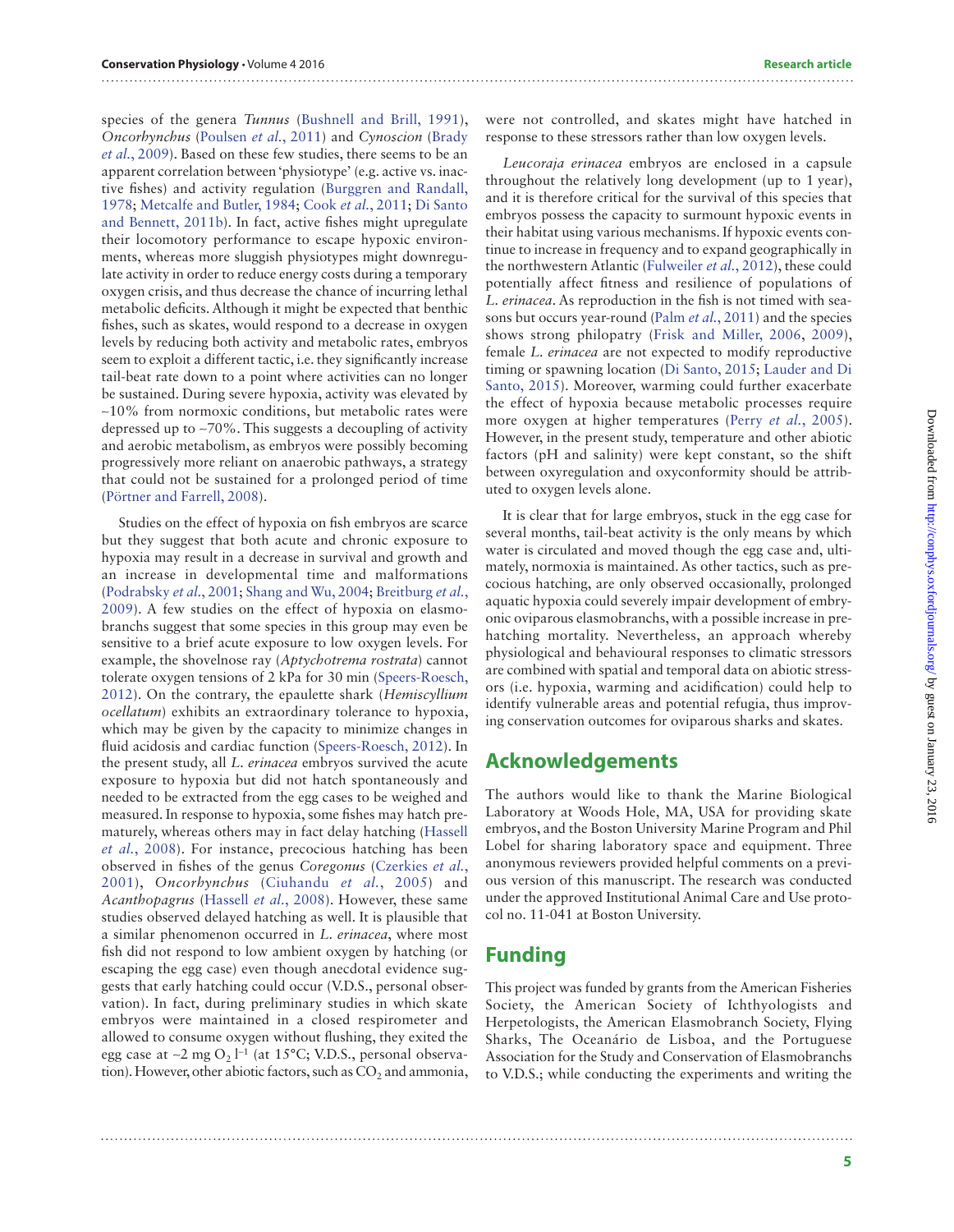species of the genera *Tunnus* (Bushnell and Brill, 1991), *Oncorhynchus* (Poulsen *et al.*, 2011) and *Cynoscion* (Brady *et al.*, 2009). Based on these few studies, there seems to be an apparent correlation between 'physiotype' (e.g. active vs. inactive fishes) and activity regulation (Burggren and Randall, 1978; Metcalfe and Butler, 1984; Cook *et al.*, 2011; Di Santo and Bennett, 2011b). In fact, active fishes might upregulate their locomotory performance to escape hypoxic environments, whereas more sluggish physiotypes might downregulate activity in order to reduce energy costs during a temporary oxygen crisis, and thus decrease the chance of incurring lethal metabolic deficits. Although it might be expected that benthic fishes, such as skates, would respond to a decrease in oxygen levels by reducing both activity and metabolic rates, embryos seem to exploit a different tactic, i.e. they significantly increase tail-beat rate down to a point where activities can no longer be sustained. During severe hypoxia, activity was elevated by ~10% from normoxic conditions, but metabolic rates were depressed up to ~70%. This suggests a decoupling of activity and aerobic metabolism, as embryos were possibly becoming progressively more reliant on anaerobic pathways, a strategy that could not be sustained for a prolonged period of time (Pörtner and Farrell, 2008).

Studies on the effect of hypoxia on fish embryos are scarce but they suggest that both acute and chronic exposure to hypoxia may result in a decrease in survival and growth and an increase in developmental time and malformations (Podrabsky *et al.*, 2001; Shang and Wu, 2004; Breitburg *et al.*, 2009). A few studies on the effect of hypoxia on elasmobranchs suggest that some species in this group may even be sensitive to a brief acute exposure to low oxygen levels. For example, the shovelnose ray (*Aptychotrema rostrata*) cannot tolerate oxygen tensions of 2 kPa for 30 min (Speers-Roesch, 2012). On the contrary, the epaulette shark (*Hemiscyllium ocellatum*) exhibits an extraordinary tolerance to hypoxia, which may be given by the capacity to minimize changes in fluid acidosis and cardiac function (Speers-Roesch, 2012). In the present study, all *L. erinacea* embryos survived the acute exposure to hypoxia but did not hatch spontaneously and needed to be extracted from the egg cases to be weighed and measured. In response to hypoxia, some fishes may hatch prematurely, whereas others may in fact delay hatching (Hassell *et al.*, 2008). For instance, precocious hatching has been observed in fishes of the genus *Coregonus* (Czerkies *et al.*, 2001), *Oncorhynchus* (Ciuhandu *et al.*, 2005) and *Acanthopagrus* (Hassell *et al.*, 2008). However, these same studies observed delayed hatching as well. It is plausible that a similar phenomenon occurred in *L. erinacea*, where most fish did not respond to low ambient oxygen by hatching (or escaping the egg case) even though anecdotal evidence suggests that early hatching could occur (V.D.S., personal observation). In fact, during preliminary studies in which skate embryos were maintained in a closed respirometer and allowed to consume oxygen without flushing, they exited the egg case at ~2 mg $O_2$ $l^{-1}$ (at 15°C; V.D.S., personal observation). However, other abiotic factors, such as $CO_2$ and ammonia, were not controlled, and skates might have hatched in response to these stressors rather than low oxygen levels.

*Leucoraja erinacea* embryos are enclosed in a capsule throughout the relatively long development (up to 1 year), and it is therefore critical for the survival of this species that embryos possess the capacity to surmount hypoxic events in their habitat using various mechanisms. If hypoxic events continue to increase in frequency and to expand geographically in the northwestern Atlantic (Fulweiler *et al.*, 2012), these could potentially affect fitness and resilience of populations of *L. erinacea*. As reproduction in the fish is not timed with seasons but occurs year-round (Palm *et al.*, 2011) and the species shows strong philopatry (Frisk and Miller, 2006, 2009), female *L. erinacea* are not expected to modify reproductive timing or spawning location (Di Santo, 2015; Lauder and Di Santo, 2015). Moreover, warming could further exacerbate the effect of hypoxia because metabolic processes require more oxygen at higher temperatures (Perry *et al.*, 2005). However, in the present study, temperature and other abiotic factors (pH and salinity) were kept constant, so the shift between oxyregulation and oxyconformity should be attributed to oxygen levels alone.

It is clear that for large embryos, stuck in the egg case for several months, tail-beat activity is the only means by which water is circulated and moved though the egg case and, ultimately, normoxia is maintained. As other tactics, such as precocious hatching, are only observed occasionally, prolonged aquatic hypoxia could severely impair development of embryonic oviparous elasmobranchs, with a possible increase in prehatching mortality. Nevertheless, an approach whereby physiological and behavioural responses to climatic stressors are combined with spatial and temporal data on abiotic stressors (i.e. hypoxia, warming and acidification) could help to identify vulnerable areas and potential refugia, thus improving conservation outcomes for oviparous sharks and skates.

## Acknowledgements

The authors would like to thank the Marine Biological Laboratory at Woods Hole, MA, USA for providing skate embryos, and the Boston University Marine Program and Phil Lobel for sharing laboratory space and equipment. Three anonymous reviewers provided helpful comments on a previous version of this manuscript. The research was conducted under the approved Institutional Animal Care and Use protocol no. 11-041 at Boston University.

## Funding

This project was funded by grants from the American Fisheries Society, the American Society of Ichthyologists and Herpetologists, the American Elasmobranch Society, Flying Sharks, The Oceanário de Lisboa, and the Portuguese Association for the Study and Conservation of Elasmobranchs to V.D.S.; while conducting the experiments and writing the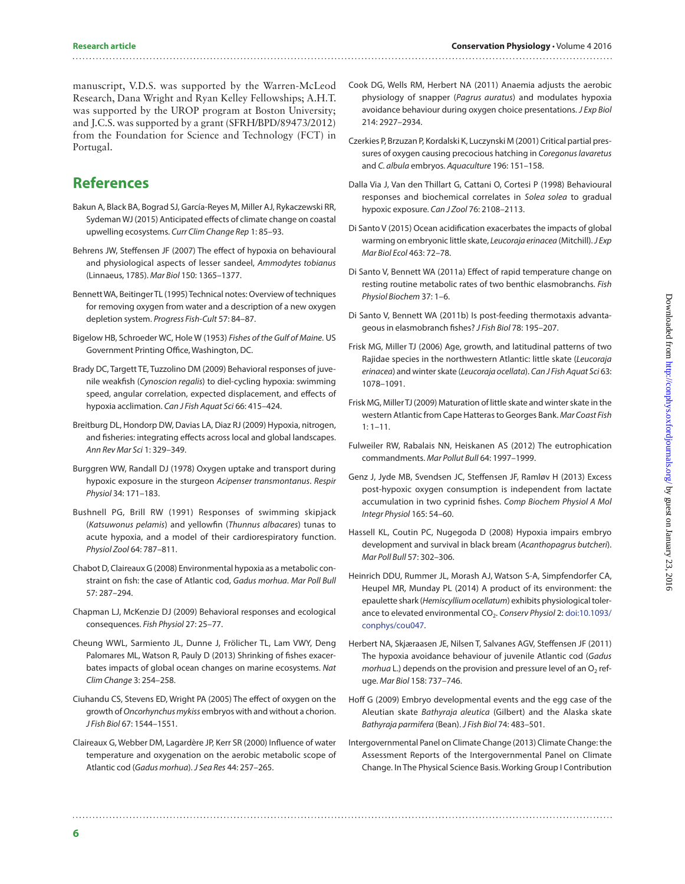manuscript, V.D.S. was supported by the Warren-McLeod Research, Dana Wright and Ryan Kelley Fellowships; A.H.T. was supported by the UROP program at Boston University; and J.C.S. was supported by a grant (SFRH/BPD/89473/2012) from the Foundation for Science and Technology (FCT) in Portugal.

## References

Bakun A, Black BA, Bograd SJ, García-Reyes M, Miller AJ, Rykaczewski RR, Sydeman WJ (2015) Anticipated effects of climate change on coastal upwelling ecosystems. *Curr Clim Change Rep* 1: 85–93.

Behrens JW, Steffensen JF (2007) The effect of hypoxia on behavioural and physiological aspects of lesser sandeel, *Ammodytes tobianus* (Linnaeus, 1785). *Mar Biol* 150: 1365–1377.

Bennett WA, Beitinger TL (1995) Technical notes: Overview of techniques for removing oxygen from water and a description of a new oxygen depletion system. *Progress Fish-Cult* 57: 84–87.

Bigelow HB, Schroeder WC, Hole W (1953) *Fishes of the Gulf of Maine*. US Government Printing Office, Washington, DC.

Brady DC, Targett TE, Tuzzolino DM (2009) Behavioral responses of juvenile weakfish (*Cynoscion regalis*) to diel-cycling hypoxia: swimming speed, angular correlation, expected displacement, and effects of hypoxia acclimation. *Can J Fish Aquat Sci* 66: 415–424.

Breitburg DL, Hondorp DW, Davias LA, Diaz RJ (2009) Hypoxia, nitrogen, and fisheries: integrating effects across local and global landscapes. *Ann Rev Mar Sci* 1: 329–349.

Burggren WW, Randall DJ (1978) Oxygen uptake and transport during hypoxic exposure in the sturgeon *Acipenser transmontanus*. *Respir Physiol* 34: 171–183.

Bushnell PG, Brill RW (1991) Responses of swimming skipjack (*Katsuwonus pelamis*) and yellowfin (*Thunnus albacares*) tunas to acute hypoxia, and a model of their cardiorespiratory function. *Physiol Zool* 64: 787–811.

Chabot D, Claireaux G (2008) Environmental hypoxia as a metabolic constraint on fish: the case of Atlantic cod, *Gadus morhua*. *Mar Poll Bull* 57: 287–294.

Chapman LJ, McKenzie DJ (2009) Behavioral responses and ecological consequences. *Fish Physiol* 27: 25–77.

Cheung WWL, Sarmiento JL, Dunne J, Frölicher TL, Lam VWY, Deng Palomares ML, Watson R, Pauly D (2013) Shrinking of fishes exacerbates impacts of global ocean changes on marine ecosystems. *Nat Clim Change* 3: 254–258.

Ciuhandu CS, Stevens ED, Wright PA (2005) The effect of oxygen on the growth of *Oncorhynchus mykiss* embryos with and without a chorion. *J Fish Biol* 67: 1544–1551.

Claireaux G, Webber DM, Lagardère JP, Kerr SR (2000) Influence of water temperature and oxygenation on the aerobic metabolic scope of Atlantic cod (*Gadus morhua*). *J Sea Res* 44: 257–265.

Cook DG, Wells RM, Herbert NA (2011) Anaemia adjusts the aerobic physiology of snapper (*Pagrus auratus*) and modulates hypoxia avoidance behaviour during oxygen choice presentations. *J Exp Biol* 214: 2927–2934.

Czerkies P, Brzuzan P, Kordalski K, Luczynski M (2001) Critical partial pressures of oxygen causing precocious hatching in *Coregonus lavaretus* and *C. albula* embryos. *Aquaculture* 196: 151–158.

Dalla Via J, Van den Thillart G, Cattani O, Cortesi P (1998) Behavioural responses and biochemical correlates in *Solea solea* to gradual hypoxic exposure. *Can J Zool* 76: 2108–2113.

Di Santo V (2015) Ocean acidification exacerbates the impacts of global warming on embryonic little skate, *Leucoraja erinacea* (Mitchill). *J Exp Mar Biol Ecol* 463: 72–78.

Di Santo V, Bennett WA (2011a) Effect of rapid temperature change on resting routine metabolic rates of two benthic elasmobranchs. *Fish Physiol Biochem* 37: 1–6.

Di Santo V, Bennett WA (2011b) Is post-feeding thermotaxis advantageous in elasmobranch fishes? *J Fish Biol* 78: 195–207.

Frisk MG, Miller TJ (2006) Age, growth, and latitudinal patterns of two Rajidae species in the northwestern Atlantic: little skate (*Leucoraja erinacea*) and winter skate (*Leucoraja ocellata*). *Can J Fish Aquat Sci* 63: 1078–1091.

Frisk MG, Miller TJ (2009) Maturation of little skate and winter skate in the western Atlantic from Cape Hatteras to Georges Bank. *Mar Coast Fish* 1: 1–11.

Fulweiler RW, Rabalais NN, Heiskanen AS (2012) The eutrophication commandments. *Mar Pollut Bull* 64: 1997–1999.

Genz J, Jyde MB, Svendsen JC, Steffensen JF, Ramløv H (2013) Excess post-hypoxic oxygen consumption is independent from lactate accumulation in two cyprinid fishes. *Comp Biochem Physiol A Mol Integr Physiol* 165: 54–60.

Hassell KL, Coutin PC, Nugegoda D (2008) Hypoxia impairs embryo development and survival in black bream (*Acanthopagrus butcheri*). *Mar Poll Bull* 57: 302–306.

Heinrich DDU, Rummer JL, Morash AJ, Watson S-A, Simpfendorfer CA, Heupel MR, Munday PL (2014) A product of its environment: the epaulette shark (*Hemiscyllium ocellatum*) exhibits physiological tolerance to elevated environmental $CO_2$. *Conserv Physiol* 2: doi:10.1093/conphys/cou047.

Herbert NA, Skjæraasen JE, Nilsen T, Salvanes AGV, Steffensen JF (2011) The hypoxia avoidance behaviour of juvenile Atlantic cod (*Gadus morhua* L.) depends on the provision and pressure level of an $O_2$ refuge. *Mar Biol* 158: 737–746.

Hoff G (2009) Embryo developmental events and the egg case of the Aleutian skate *Bathyraja aleutica* (Gilbert) and the Alaska skate *Bathyraja parmifera* (Bean). *J Fish Biol* 74: 483–501.

Intergovernmental Panel on Climate Change (2013) Climate Change: the Assessment Reports of the Intergovernmental Panel on Climate Change. In The Physical Science Basis. Working Group I Contribution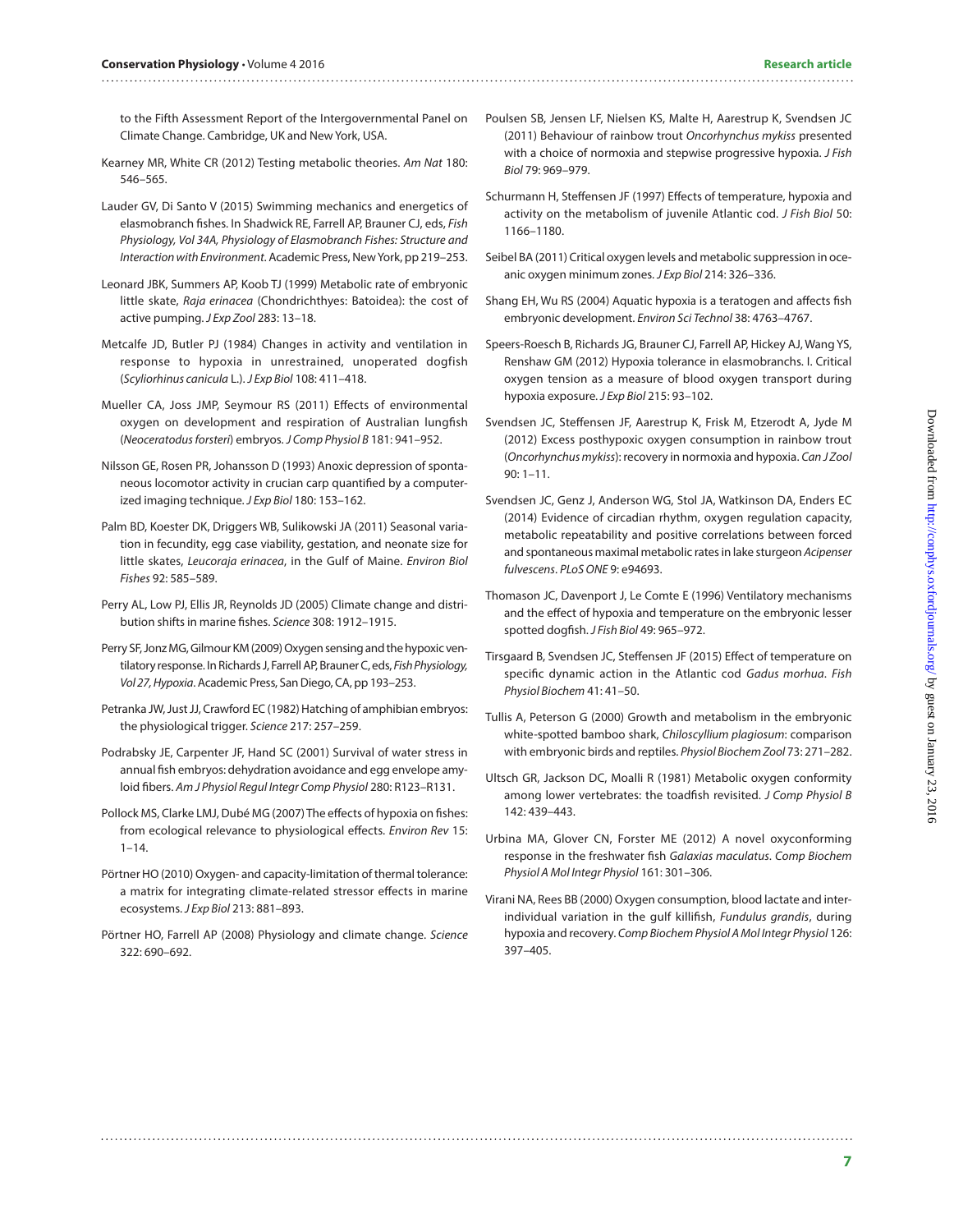to the Fifth Assessment Report of the Intergovernmental Panel on Climate Change. Cambridge, UK and New York, USA.

Kearney MR, White CR (2012) Testing metabolic theories. *Am Nat* 180: 546–565.

Lauder GV, Di Santo V (2015) Swimming mechanics and energetics of elasmobranch fishes. In Shadwick RE, Farrell AP, Brauner CJ, eds, *Fish Physiology, Vol 34A, Physiology of Elasmobranch Fishes: Structure and Interaction with Environment*. Academic Press, New York, pp 219–253.

Leonard JBK, Summers AP, Koob TJ (1999) Metabolic rate of embryonic little skate, *Raja erinacea* (Chondrichthyes: Batoidea): the cost of active pumping. *J Exp Zool* 283: 13–18.

Metcalfe JD, Butler PJ (1984) Changes in activity and ventilation in response to hypoxia in unrestrained, unoperated dogfish (*Scyliorhinus canicula* L.). *J Exp Biol* 108: 411–418.

Mueller CA, Joss JMP, Seymour RS (2011) Effects of environmental oxygen on development and respiration of Australian lungfish (*Neoceratodus forsteri*) embryos. *J Comp Physiol B* 181: 941–952.

Nilsson GE, Rosen PR, Johansson D (1993) Anoxic depression of spontaneous locomotor activity in crucian carp quantified by a computerized imaging technique. *J Exp Biol* 180: 153–162.

Palm BD, Koester DK, Driggers WB, Sulikowski JA (2011) Seasonal variation in fecundity, egg case viability, gestation, and neonate size for little skates, *Leucoraja erinacea*, in the Gulf of Maine. *Environ Biol Fishes* 92: 585–589.

Perry AL, Low PJ, Ellis JR, Reynolds JD (2005) Climate change and distribution shifts in marine fishes. *Science* 308: 1912–1915.

Perry SF, Jonz MG, Gilmour KM (2009) Oxygen sensing and the hypoxic ventilatory response. In Richards J, Farrell AP, Brauner C, eds, *Fish Physiology, Vol 27, Hypoxia*. Academic Press, San Diego, CA, pp 193–253.

Petranka JW, Just JJ, Crawford EC (1982) Hatching of amphibian embryos: the physiological trigger. *Science* 217: 257–259.

Podrabsky JE, Carpenter JF, Hand SC (2001) Survival of water stress in annual fish embryos: dehydration avoidance and egg envelope amyloid fibers. *Am J Physiol Regul Integr Comp Physiol* 280: R123–R131.

Pollock MS, Clarke LMJ, Dubé MG (2007) The effects of hypoxia on fishes: from ecological relevance to physiological effects. *Environ Rev* 15: 1–14.

Pörtner HO (2010) Oxygen- and capacity-limitation of thermal tolerance: a matrix for integrating climate-related stressor effects in marine ecosystems. *J Exp Biol* 213: 881–893.

Pörtner HO, Farrell AP (2008) Physiology and climate change. *Science* 322: 690–692.

Poulsen SB, Jensen LF, Nielsen KS, Malte H, Aarestrup K, Svendsen JC (2011) Behaviour of rainbow trout *Oncorhynchus mykiss* presented with a choice of normoxia and stepwise progressive hypoxia. *J Fish Biol* 79: 969–979.

Schurmann H, Steffensen JF (1997) Effects of temperature, hypoxia and activity on the metabolism of juvenile Atlantic cod. *J Fish Biol* 50: 1166–1180.

Seibel BA (2011) Critical oxygen levels and metabolic suppression in oceanic oxygen minimum zones. *J Exp Biol* 214: 326–336.

Shang EH, Wu RS (2004) Aquatic hypoxia is a teratogen and affects fish embryonic development. *Environ Sci Technol* 38: 4763–4767.

Speers-Roesch B, Richards JG, Brauner CJ, Farrell AP, Hickey AJ, Wang YS, Renshaw GM (2012) Hypoxia tolerance in elasmobranchs. I. Critical oxygen tension as a measure of blood oxygen transport during hypoxia exposure. *J Exp Biol* 215: 93–102.

Svendsen JC, Steffensen JF, Aarestrup K, Frisk M, Etzerodt A, Jyde M (2012) Excess posthypoxic oxygen consumption in rainbow trout (*Oncorhynchus mykiss*): recovery in normoxia and hypoxia. *Can J Zool* 90: 1–11.

Svendsen JC, Genz J, Anderson WG, Stol JA, Watkinson DA, Enders EC (2014) Evidence of circadian rhythm, oxygen regulation capacity, metabolic repeatability and positive correlations between forced and spontaneous maximal metabolic rates in lake sturgeon *Acipenser fulvescens*. *PLoS ONE* 9: e94693.

Thomason JC, Davenport J, Le Comte E (1996) Ventilatory mechanisms and the effect of hypoxia and temperature on the embryonic lesser spotted dogfish. *J Fish Biol* 49: 965–972.

Tirsgaard B, Svendsen JC, Steffensen JF (2015) Effect of temperature on specific dynamic action in the Atlantic cod *Gadus morhua*. *Fish Physiol Biochem* 41: 41–50.

Tullis A, Peterson G (2000) Growth and metabolism in the embryonic white-spotted bamboo shark, *Chiloscyllium plagiosum*: comparison with embryonic birds and reptiles. *Physiol Biochem Zool* 73: 271–282.

Ultsch GR, Jackson DC, Moalli R (1981) Metabolic oxygen conformity among lower vertebrates: the toadfish revisited. *J Comp Physiol B* 142: 439–443.

Urbina MA, Glover CN, Forster ME (2012) A novel oxyconforming response in the freshwater fish *Galaxias maculatus*. *Comp Biochem Physiol A Mol Integr Physiol* 161: 301–306.

Virani NA, Rees BB (2000) Oxygen consumption, blood lactate and inter-individual variation in the gulf killifish, *Fundulus grandis*, during hypoxia and recovery. *Comp Biochem Physiol A Mol Integr Physiol* 126: 397–405.